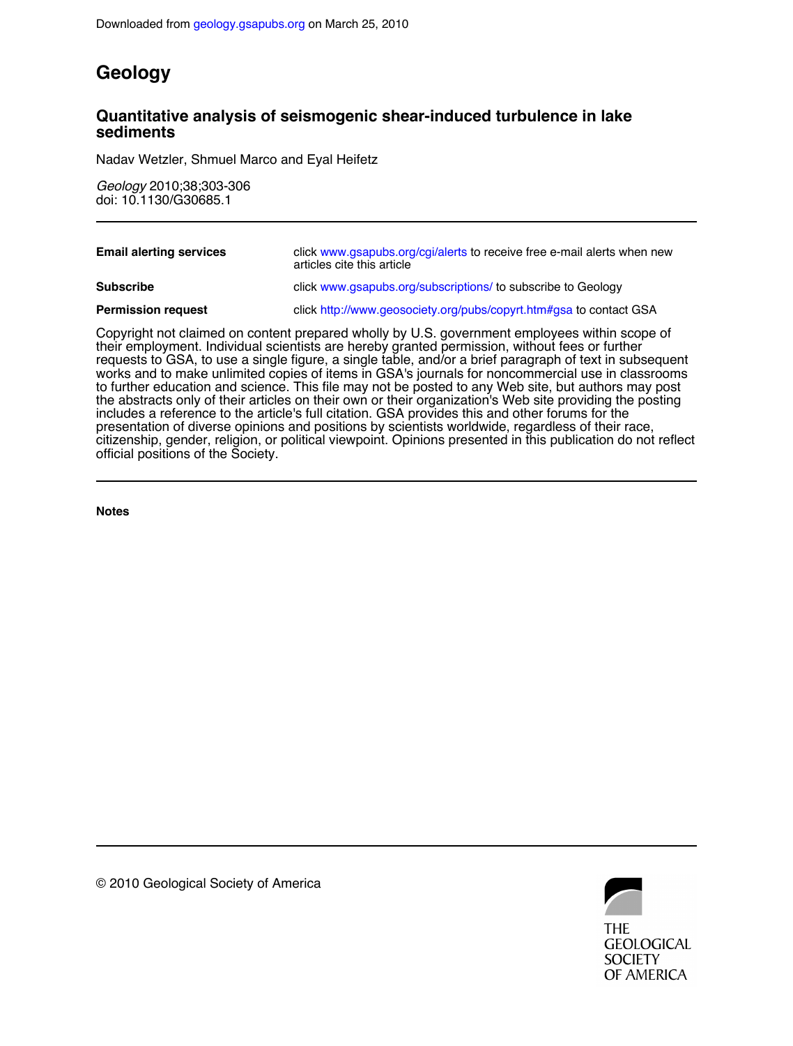Downloaded from geology.gsapubs.org on March 25, 2010

# Geology

## Quantitative analysis of seismogenic shear-induced turbulence in lake sediments

Nadav Wetzler, Shmuel Marco and Eyal Heifetz

*Geology* 2010;38;303-306
doi: 10.1130/G30685.1

| | |
|---|---|
| **Email alerting services** | click www.gsapubs.org/cgi/alerts to receive free e-mail alerts when new articles cite this article |
| **Subscribe** | click www.gsapubs.org/subscriptions/ to subscribe to Geology |
| **Permission request** | click http://www.geosociety.org/pubs/copyrt.htm#gsa to contact GSA |

Copyright not claimed on content prepared wholly by U.S. government employees within scope of their employment. Individual scientists are hereby granted permission, without fees or further requests to GSA, to use a single figure, a single table, and/or a brief paragraph of text in subsequent works and to make unlimited copies of items in GSA's journals for noncommercial use in classrooms to further education and science. This file may not be posted to any Web site, but authors may post the abstracts only of their articles on their own or their organization's Web site providing the posting includes a reference to the article's full citation. GSA provides this and other forums for the presentation of diverse opinions and positions by scientists worldwide, regardless of their race, citizenship, gender, religion, or political viewpoint. Opinions presented in this publication do not reflect official positions of the Society.

**Notes**

© 2010 Geological Society of America

THE GEOLOGICAL SOCIETY OF AMERICA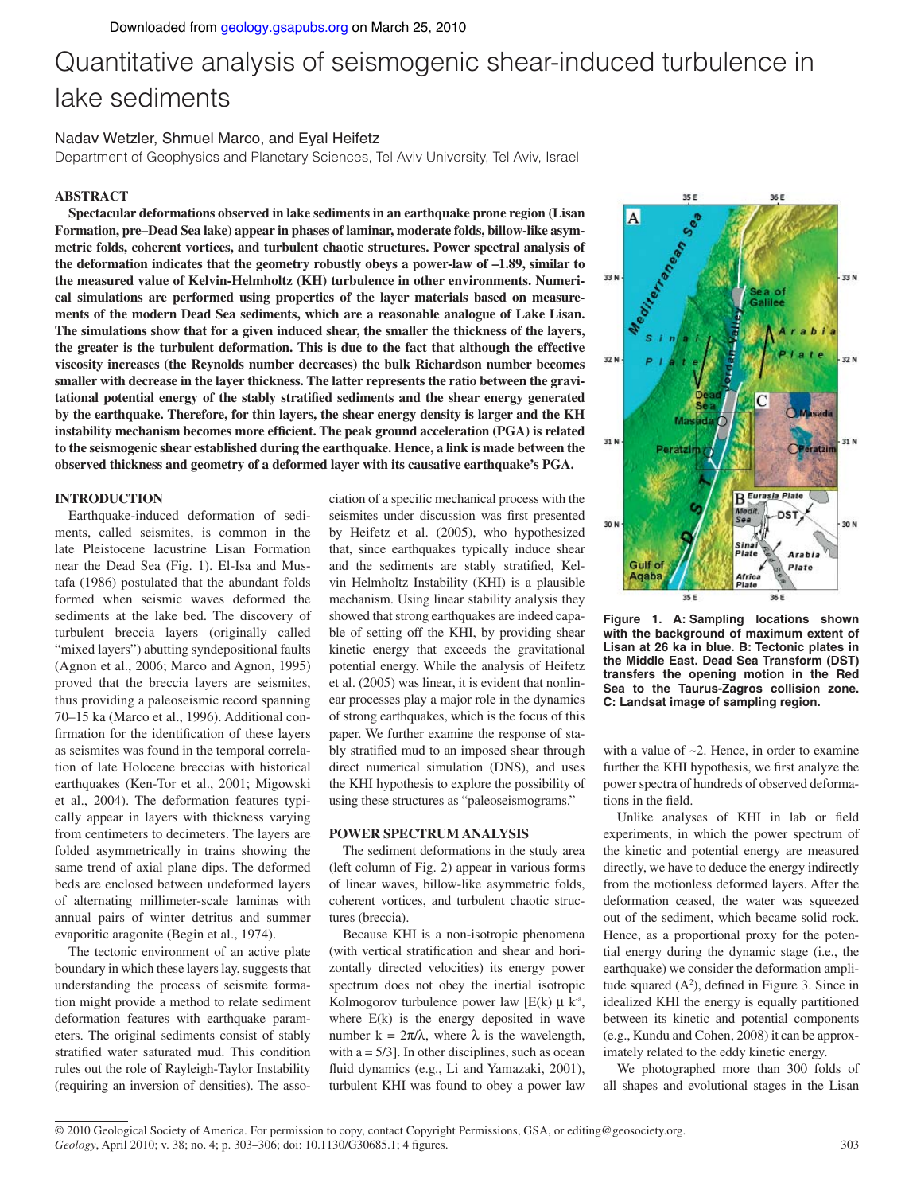# Quantitative analysis of seismogenic shear-induced turbulence in lake sediments

Nadav Wetzler, Shmuel Marco, and Eyal Heifetz

Department of Geophysics and Planetary Sciences, Tel Aviv University, Tel Aviv, Israel

## ABSTRACT

**Spectacular deformations observed in lake sediments in an earthquake prone region (Lisan Formation, pre–Dead Sea lake) appear in phases of laminar, moderate folds, billow-like asymmetric folds, coherent vortices, and turbulent chaotic structures. Power spectral analysis of the deformation indicates that the geometry robustly obeys a power-law of –1.89, similar to the measured value of Kelvin-Helmholtz (KH) turbulence in other environments. Numerical simulations are performed using properties of the layer materials based on measurements of the modern Dead Sea sediments, which are a reasonable analogue of Lake Lisan. The simulations show that for a given induced shear, the smaller the thickness of the layers, the greater is the turbulent deformation. This is due to the fact that although the effective viscosity increases (the Reynolds number decreases) the bulk Richardson number becomes smaller with decrease in the layer thickness. The latter represents the ratio between the gravitational potential energy of the stably stratified sediments and the shear energy generated by the earthquake. Therefore, for thin layers, the shear energy density is larger and the KH instability mechanism becomes more efficient. The peak ground acceleration (PGA) is related to the seismogenic shear established during the earthquake. Hence, a link is made between the observed thickness and geometry of a deformed layer with its causative earthquake's PGA.**

## INTRODUCTION

Earthquake-induced deformation of sediments, called seismites, is common in the late Pleistocene lacustrine Lisan Formation near the Dead Sea (Fig. 1). El-Isa and Mustafa (1986) postulated that the abundant folds formed when seismic waves deformed the sediments at the lake bed. The discovery of turbulent breccia layers (originally called "mixed layers") abutting syndepositional faults (Agnon et al., 2006; Marco and Agnon, 1995) proved that the breccia layers are seismites, thus providing a paleoseismic record spanning 70–15 ka (Marco et al., 1996). Additional confirmation for the identification of these layers as seismites was found in the temporal correlation of late Holocene breccias with historical earthquakes (Ken-Tor et al., 2001; Migowski et al., 2004). The deformation features typically appear in layers with thickness varying from centimeters to decimeters. The layers are folded asymmetrically in trains showing the same trend of axial plane dips. The deformed beds are enclosed between undeformed layers of alternating millimeter-scale laminas with annual pairs of winter detritus and summer evaporitic aragonite (Begin et al., 1974).

The tectonic environment of an active plate boundary in which these layers lay, suggests that understanding the process of seismite formation might provide a method to relate sediment deformation features with earthquake parameters. The original sediments consist of stably stratified water saturated mud. This condition rules out the role of Rayleigh-Taylor Instability (requiring an inversion of densities). The association of a specific mechanical process with the seismites under discussion was first presented by Heifetz et al. (2005), who hypothesized that, since earthquakes typically induce shear and the sediments are stably stratified, Kelvin Helmholtz Instability (KHI) is a plausible mechanism. Using linear stability analysis they showed that strong earthquakes are indeed capable of setting off the KHI, by providing shear kinetic energy that exceeds the gravitational potential energy. While the analysis of Heifetz et al. (2005) was linear, it is evident that nonlinear processes play a major role in the dynamics of strong earthquakes, which is the focus of this paper. We further examine the response of stably stratified mud to an imposed shear through direct numerical simulation (DNS), and uses the KHI hypothesis to explore the possibility of using these structures as "paleoseismograms."

## POWER SPECTRUM ANALYSIS

The sediment deformations in the study area (left column of Fig. 2) appear in various forms of linear waves, billow-like asymmetric folds, coherent vortices, and turbulent chaotic structures (breccia).

Because KHI is a non-isotropic phenomena (with vertical stratification and shear and horizontally directed velocities) its energy power spectrum does not obey the inertial isotropic Kolmogorov turbulence power law [$E(k) \propto k^{-a}$, where $E(k)$ is the energy deposited in wave number $k = 2\pi/\lambda$, where $\lambda$ is the wavelength, with $a = 5/3$]. In other disciplines, such as ocean fluid dynamics (e.g., Li and Yamazaki, 2001), turbulent KHI was found to obey a power law with a value of ~2. Hence, in order to examine further the KHI hypothesis, we first analyze the power spectra of hundreds of observed deformations in the field.

Unlike analyses of KHI in lab or field experiments, in which the power spectrum of the kinetic and potential energy are measured directly, we have to deduce the energy indirectly from the motionless deformed layers. After the deformation ceased, the water was squeezed out of the sediment, which became solid rock. Hence, as a proportional proxy for the potential energy during the dynamic stage (i.e., the earthquake) we consider the deformation amplitude squared ($A^2$), defined in Figure 3. Since in idealized KHI the energy is equally partitioned between its kinetic and potential components (e.g., Kundu and Cohen, 2008) it can be approximately related to the eddy kinetic energy.

We photographed more than 300 folds of all shapes and evolutional stages in the Lisan

**Figure 1. A: Sampling locations shown with the background of maximum extent of Lisan at 26 ka in blue. B: Tectonic plates in the Middle East. Dead Sea Transform (DST) transfers the opening motion in the Red Sea to the Taurus-Zagros collision zone. C: Landsat image of sampling region.**

© 2010 Geological Society of America. For permission to copy, contact Copyright Permissions, GSA, or editing@geosociety.org.
*Geology*, April 2010; v. 38; no. 4; p. 303–306; doi: 10.1130/G30685.1; 4 figures.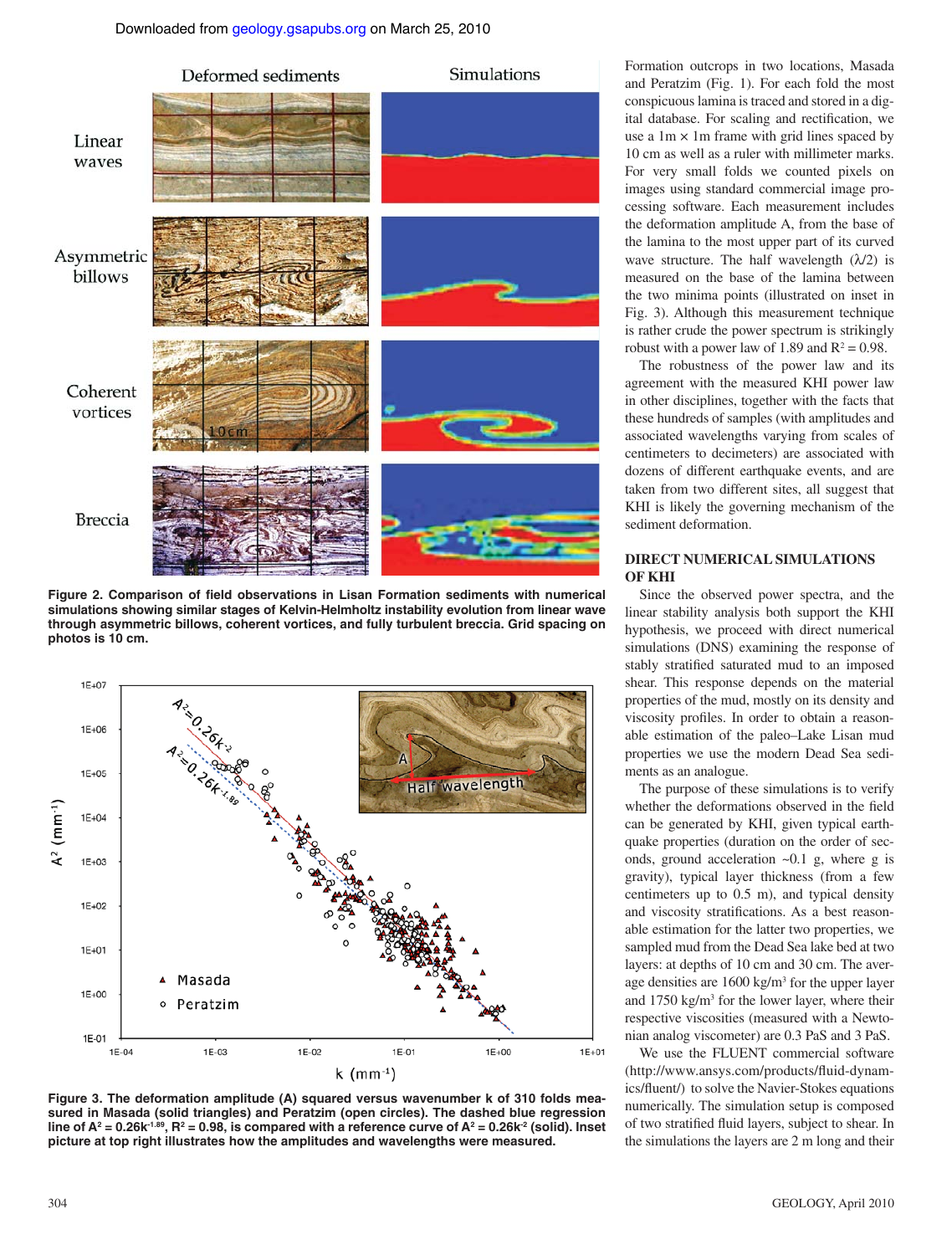Figure 2. Comparison of field observations in Lisan Formation sediments with numerical simulations showing similar stages of Kelvin-Helmholtz instability evolution from linear wave through asymmetric billows, coherent vortices, and fully turbulent breccia. Grid spacing on photos is 10 cm.

Figure 3. The deformation amplitude (A) squared versus wavenumber k of 310 folds measured in Masada (solid triangles) and Peratzim (open circles). The dashed blue regression line of $A^2 = 0.26k^{-1.89}$, $R^2 = 0.98$, is compared with a reference curve of $A^2 = 0.26k^{-2}$ (solid). Inset picture at top right illustrates how the amplitudes and wavelengths were measured.

Formation outcrops in two locations, Masada and Peratzim (Fig. 1). For each fold the most conspicuous lamina is traced and stored in a digital database. For scaling and rectification, we use a 1m × 1m frame with grid lines spaced by 10 cm as well as a ruler with millimeter marks. For very small folds we counted pixels on images using standard commercial image processing software. Each measurement includes the deformation amplitude A, from the base of the lamina to the most upper part of its curved wave structure. The half wavelength ($\lambda/2$) is measured on the base of the lamina between the two minima points (illustrated on inset in Fig. 3). Although this measurement technique is rather crude the power spectrum is strikingly robust with a power law of 1.89 and $R^2 = 0.98$.

The robustness of the power law and its agreement with the measured KHI power law in other disciplines, together with the facts that these hundreds of samples (with amplitudes and associated wavelengths varying from scales of centimeters to decimeters) are associated with dozens of different earthquake events, and are taken from two different sites, all suggest that KHI is likely the governing mechanism of the sediment deformation.

## DIRECT NUMERICAL SIMULATIONS OF KHI

Since the observed power spectra, and the linear stability analysis both support the KHI hypothesis, we proceed with direct numerical simulations (DNS) examining the response of stably stratified saturated mud to an imposed shear. This response depends on the material properties of the mud, mostly on its density and viscosity profiles. In order to obtain a reasonable estimation of the paleo–Lake Lisan mud properties we use the modern Dead Sea sediments as an analogue.

The purpose of these simulations is to verify whether the deformations observed in the field can be generated by KHI, given typical earthquake properties (duration on the order of seconds, ground acceleration ~0.1 g, where g is gravity), typical layer thickness (from a few centimeters up to 0.5 m), and typical density and viscosity stratifications. As a best reasonable estimation for the latter two properties, we sampled mud from the Dead Sea lake bed at two layers: at depths of 10 cm and 30 cm. The average densities are 1600 kg/m³ for the upper layer and 1750 kg/m³ for the lower layer, where their respective viscosities (measured with a Newtonian analog viscometer) are 0.3 PaS and 3 PaS.

We use the FLUENT commercial software (http://www.ansys.com/products/fluid-dynamics/fluent/) to solve the Navier-Stokes equations numerically. The simulation setup is composed of two stratified fluid layers, subject to shear. In the simulations the layers are 2 m long and their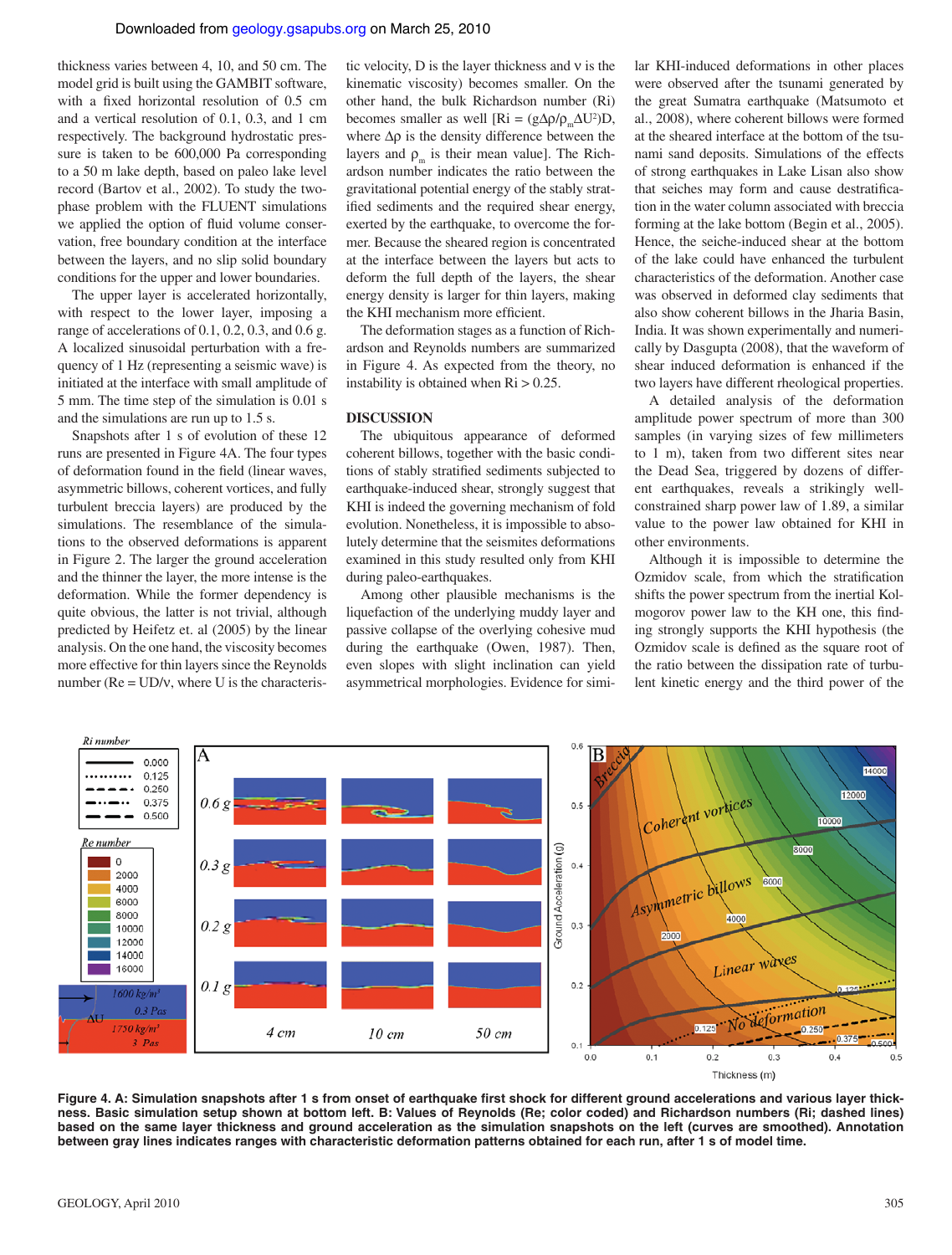thickness varies between 4, 10, and 50 cm. The model grid is built using the GAMBIT software, with a fixed horizontal resolution of 0.5 cm and a vertical resolution of 0.1, 0.3, and 1 cm respectively. The background hydrostatic pressure is taken to be 600,000 Pa corresponding to a 50 m lake depth, based on paleo lake level record (Bartov et al., 2002). To study the two-phase problem with the FLUENT simulations we applied the option of fluid volume conservation, free boundary condition at the interface between the layers, and no slip solid boundary conditions for the upper and lower boundaries.

The upper layer is accelerated horizontally, with respect to the lower layer, imposing a range of accelerations of 0.1, 0.2, 0.3, and 0.6 g. A localized sinusoidal perturbation with a frequency of 1 Hz (representing a seismic wave) is initiated at the interface with small amplitude of 5 mm. The time step of the simulation is 0.01 s and the simulations are run up to 1.5 s.

Snapshots after 1 s of evolution of these 12 runs are presented in Figure 4A. The four types of deformation found in the field (linear waves, asymmetric billows, coherent vortices, and fully turbulent breccia layers) are produced by the simulations. The resemblance of the simulations to the observed deformations is apparent in Figure 2. The larger the ground acceleration and the thinner the layer, the more intense is the deformation. While the former dependency is quite obvious, the latter is not trivial, although predicted by Heifetz et. al (2005) by the linear analysis. On the one hand, the viscosity becomes more effective for thin layers since the Reynolds number ($Re = UD/\nu$, where U is the characteristic velocity, D is the layer thickness and $\nu$ is the kinematic viscosity) becomes smaller. On the other hand, the bulk Richardson number (Ri) becomes smaller as well [$Ri = (g\Delta\rho/\rho_m\Delta U^2)D$, where $\Delta\rho$ is the density difference between the layers and $\rho_m$ is their mean value]. The Richardson number indicates the ratio between the gravitational potential energy of the stably stratified sediments and the required shear energy, exerted by the earthquake, to overcome the former. Because the sheared region is concentrated at the interface between the layers but acts to deform the full depth of the layers, the shear energy density is larger for thin layers, making the KHI mechanism more efficient.

The deformation stages as a function of Richardson and Reynolds numbers are summarized in Figure 4. As expected from the theory, no instability is obtained when $Ri > 0.25$.

## DISCUSSION

The ubiquitous appearance of deformed coherent billows, together with the basic conditions of stably stratified sediments subjected to earthquake-induced shear, strongly suggest that KHI is indeed the governing mechanism of fold evolution. Nonetheless, it is impossible to absolutely determine that the seismites deformations examined in this study resulted only from KHI during paleo-earthquakes.

Among other plausible mechanisms is the liquefaction of the underlying muddy layer and passive collapse of the overlying cohesive mud during the earthquake (Owen, 1987). Then, even slopes with slight inclination can yield asymmetrical morphologies. Evidence for similar KHI-induced deformations in other places were observed after the tsunami generated by the great Sumatra earthquake (Matsumoto et al., 2008), where coherent billows were formed at the sheared interface at the bottom of the tsunami sand deposits. Simulations of the effects of strong earthquakes in Lake Lisan also show that seiches may form and cause destratification in the water column associated with breccia forming at the lake bottom (Begin et al., 2005). Hence, the seiche-induced shear at the bottom of the lake could have enhanced the turbulent characteristics of the deformation. Another case was observed in deformed clay sediments that also show coherent billows in the Jharia Basin, India. It was shown experimentally and numerically by Dasgupta (2008), that the waveform of shear induced deformation is enhanced if the two layers have different rheological properties.

A detailed analysis of the deformation amplitude power spectrum of more than 300 samples (in varying sizes of few millimeters to 1 m), taken from two different sites near the Dead Sea, triggered by dozens of different earthquakes, reveals a strikingly well-constrained sharp power law of 1.89, a similar value to the power law obtained for KHI in other environments.

Although it is impossible to determine the Ozmidov scale, from which the stratification shifts the power spectrum from the inertial Kolmogorov power law to the KH one, this finding strongly supports the KHI hypothesis (the Ozmidov scale is defined as the square root of the ratio between the dissipation rate of turbulent kinetic energy and the third power of the

**Figure 4. A: Simulation snapshots after 1 s from onset of earthquake first shock for different ground accelerations and various layer thickness. Basic simulation setup shown at bottom left. B: Values of Reynolds (Re; color coded) and Richardson numbers (Ri; dashed lines) based on the same layer thickness and ground acceleration as the simulation snapshots on the left (curves are smoothed). Annotation between gray lines indicates ranges with characteristic deformation patterns obtained for each run, after 1 s of model time.**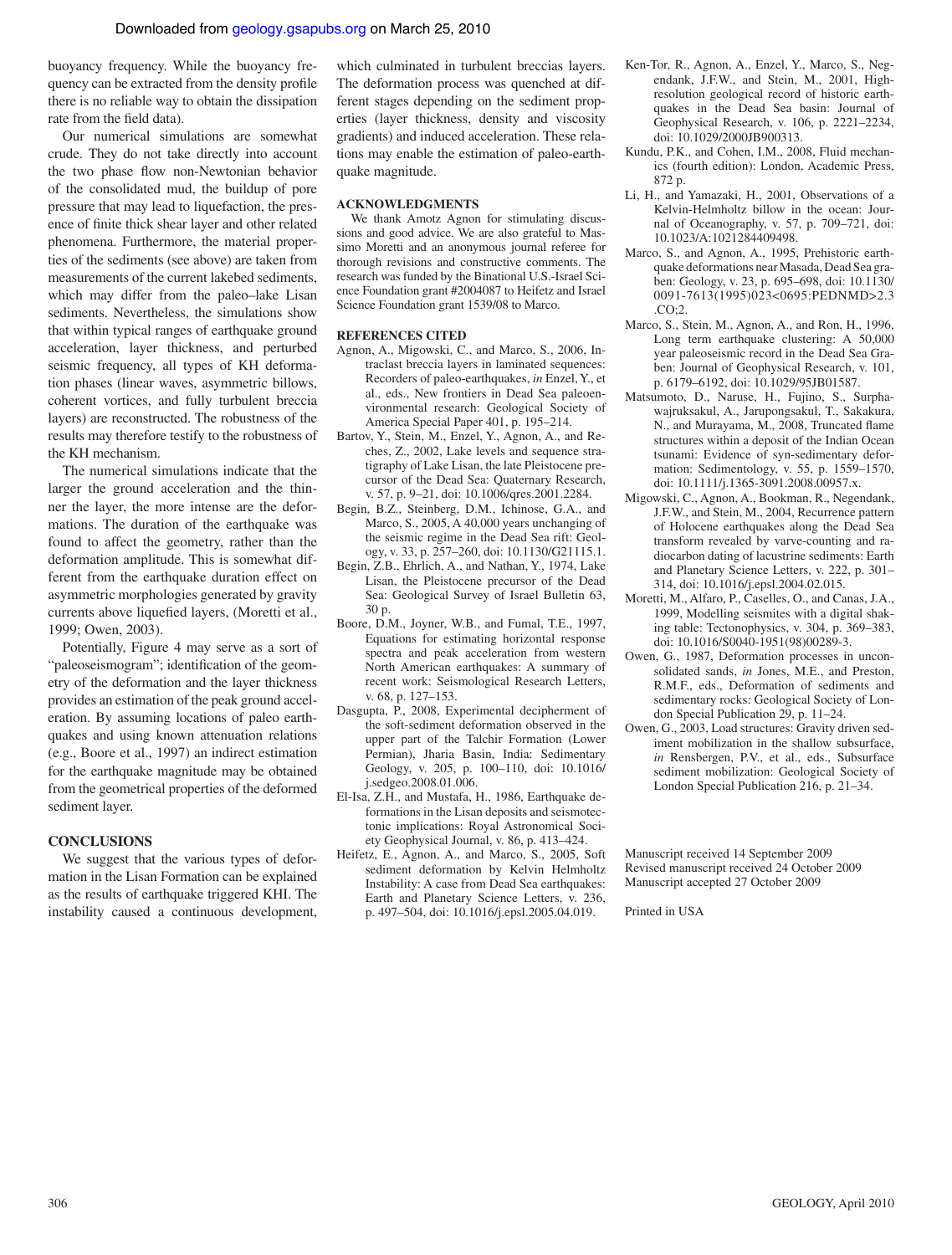buoyancy frequency. While the buoyancy frequency can be extracted from the density profile there is no reliable way to obtain the dissipation rate from the field data).

Our numerical simulations are somewhat crude. They do not take directly into account the two phase flow non-Newtonian behavior of the consolidated mud, the buildup of pore pressure that may lead to liquefaction, the presence of finite thick shear layer and other related phenomena. Furthermore, the material properties of the sediments (see above) are taken from measurements of the current lakebed sediments, which may differ from the paleo–lake Lisan sediments. Nevertheless, the simulations show that within typical ranges of earthquake ground acceleration, layer thickness, and perturbed seismic frequency, all types of KH deformation phases (linear waves, asymmetric billows, coherent vortices, and fully turbulent breccia layers) are reconstructed. The robustness of the results may therefore testify to the robustness of the KH mechanism.

The numerical simulations indicate that the larger the ground acceleration and the thinner the layer, the more intense are the deformations. The duration of the earthquake was found to affect the geometry, rather than the deformation amplitude. This is somewhat different from the earthquake duration effect on asymmetric morphologies generated by gravity currents above liquefied layers, (Moretti et al., 1999; Owen, 2003).

Potentially, Figure 4 may serve as a sort of "paleoseismogram"; identification of the geometry of the deformation and the layer thickness provides an estimation of the peak ground acceleration. By assuming locations of paleo earthquakes and using known attenuation relations (e.g., Boore et al., 1997) an indirect estimation for the earthquake magnitude may be obtained from the geometrical properties of the deformed sediment layer.

## CONCLUSIONS

We suggest that the various types of deformation in the Lisan Formation can be explained as the results of earthquake triggered KHI. The instability caused a continuous development, which culminated in turbulent breccias layers. The deformation process was quenched at different stages depending on the sediment properties (layer thickness, density and viscosity gradients) and induced acceleration. These relations may enable the estimation of paleo-earthquake magnitude.

## ACKNOWLEDGMENTS

We thank Amotz Agnon for stimulating discussions and good advice. We are also grateful to Massimo Moretti and an anonymous journal referee for thorough revisions and constructive comments. The research was funded by the Binational U.S.-Israel Science Foundation grant #2004087 to Heifetz and Israel Science Foundation grant 1539/08 to Marco.

## REFERENCES CITED

Agnon, A., Migowski, C., and Marco, S., 2006, Intraclast breccia layers in laminated sequences: Recorders of paleo-earthquakes, *in* Enzel, Y., et al., eds., New frontiers in Dead Sea paleoenvironmental research: Geological Society of America Special Paper 401, p. 195–214.

Bartov, Y., Stein, M., Enzel, Y., Agnon, A., and Reches, Z., 2002, Lake levels and sequence stratigraphy of Lake Lisan, the late Pleistocene precursor of the Dead Sea: Quaternary Research, v. 57, p. 9–21, doi: 10.1006/qres.2001.2284.

Begin, B.Z., Steinberg, D.M., Ichinose, G.A., and Marco, S., 2005, A 40,000 years unchanging of the seismic regime in the Dead Sea rift: Geology, v. 33, p. 257–260, doi: 10.1130/G21115.1.

Begin, Z.B., Ehrlich, A., and Nathan, Y., 1974, Lake Lisan, the Pleistocene precursor of the Dead Sea: Geological Survey of Israel Bulletin 63, 30 p.

Boore, D.M., Joyner, W.B., and Fumal, T.E., 1997, Equations for estimating horizontal response spectra and peak acceleration from western North American earthquakes: A summary of recent work: Seismological Research Letters, v. 68, p. 127–153.

Dasgupta, P., 2008, Experimental decipherment of the soft-sediment deformation observed in the upper part of the Talchir Formation (Lower Permian), Jharia Basin, India: Sedimentary Geology, v. 205, p. 100–110, doi: 10.1016/j.sedgeo.2008.01.006.

El-Isa, Z.H., and Mustafa, H., 1986, Earthquake deformations in the Lisan deposits and seismotectonic implications: Royal Astronomical Society Geophysical Journal, v. 86, p. 413–424.

Heifetz, E., Agnon, A., and Marco, S., 2005, Soft sediment deformation by Kelvin Helmholtz Instability: A case from Dead Sea earthquakes: Earth and Planetary Science Letters, v. 236, p. 497–504, doi: 10.1016/j.epsl.2005.04.019.

Ken-Tor, R., Agnon, A., Enzel, Y., Marco, S., Negendank, J.F.W., and Stein, M., 2001, High-resolution geological record of historic earthquakes in the Dead Sea basin: Journal of Geophysical Research, v. 106, p. 2221–2234, doi: 10.1029/2000JB900313.

Kundu, P.K., and Cohen, I.M., 2008, Fluid mechanics (fourth edition): London, Academic Press, 872 p.

Li, H., and Yamazaki, H., 2001, Observations of a Kelvin-Helmholtz billow in the ocean: Journal of Oceanography, v. 57, p. 709–721, doi: 10.1023/A:1021284409498.

Marco, S., and Agnon, A., 1995, Prehistoric earthquake deformations near Masada, Dead Sea graben: Geology, v. 23, p. 695–698, doi: 10.1130/0091-7613(1995)023<0695:PEDNMD>2.3.CO;2.

Marco, S., Stein, M., Agnon, A., and Ron, H., 1996, Long term earthquake clustering: A 50,000 year paleoseismic record in the Dead Sea Graben: Journal of Geophysical Research, v. 101, p. 6179–6192, doi: 10.1029/95JB01587.

Matsumoto, D., Naruse, H., Fujino, S., Surphawajruksakul, A., Jarupongsakul, T., Sakakura, N., and Murayama, M., 2008, Truncated flame structures within a deposit of the Indian Ocean tsunami: Evidence of syn-sedimentary deformation: Sedimentology, v. 55, p. 1559–1570, doi: 10.1111/j.1365-3091.2008.00957.x.

Migowski, C., Agnon, A., Bookman, R., Negendank, J.F.W., and Stein, M., 2004, Recurrence pattern of Holocene earthquakes along the Dead Sea transform revealed by varve-counting and radiocarbon dating of lacustrine sediments: Earth and Planetary Science Letters, v. 222, p. 301–314, doi: 10.1016/j.epsl.2004.02.015.

Moretti, M., Alfaro, P., Caselles, O., and Canas, J.A., 1999, Modelling seismites with a digital shaking table: Tectonophysics, v. 304, p. 369–383, doi: 10.1016/S0040-1951(98)00289-3.

Owen, G., 1987, Deformation processes in unconsolidated sands, *in* Jones, M.E., and Preston, R.M.F., eds., Deformation of sediments and sedimentary rocks: Geological Society of London Special Publication 29, p. 11–24.

Owen, G., 2003, Load structures: Gravity driven sediment mobilization in the shallow subsurface, *in* Rensbergen, P.V., et al., eds., Subsurface sediment mobilization: Geological Society of London Special Publication 216, p. 21–34.

Manuscript received 14 September 2009
Revised manuscript received 24 October 2009
Manuscript accepted 27 October 2009

Printed in USA